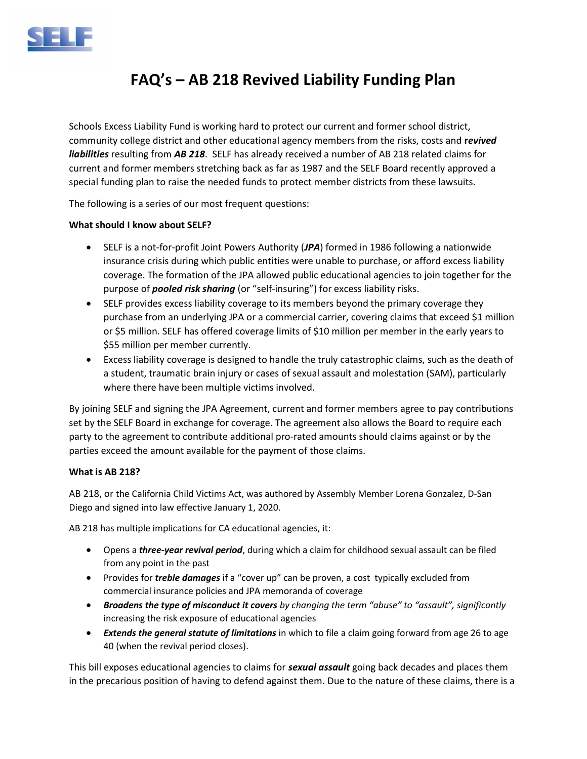SELF

# FAQ's – AB 218 Revived Liability Funding Plan

Schools Excess Liability Fund is working hard to protect our current and former school district, community college district and other educational agency members from the risks, costs and ***revived liabilities*** resulting from ***AB 218***. SELF has already received a number of AB 218 related claims for current and former members stretching back as far as 1987 and the SELF Board recently approved a special funding plan to raise the needed funds to protect member districts from these lawsuits.

The following is a series of our most frequent questions:

**What should I know about SELF?**

- SELF is a not-for-profit Joint Powers Authority (***JPA***) formed in 1986 following a nationwide insurance crisis during which public entities were unable to purchase, or afford excess liability coverage. The formation of the JPA allowed public educational agencies to join together for the purpose of ***pooled risk sharing*** (or "self-insuring") for excess liability risks.
- SELF provides excess liability coverage to its members beyond the primary coverage they purchase from an underlying JPA or a commercial carrier, covering claims that exceed $1 million or $5 million. SELF has offered coverage limits of $10 million per member in the early years to $55 million per member currently.
- Excess liability coverage is designed to handle the truly catastrophic claims, such as the death of a student, traumatic brain injury or cases of sexual assault and molestation (SAM), particularly where there have been multiple victims involved.

By joining SELF and signing the JPA Agreement, current and former members agree to pay contributions set by the SELF Board in exchange for coverage. The agreement also allows the Board to require each party to the agreement to contribute additional pro-rated amounts should claims against or by the parties exceed the amount available for the payment of those claims.

**What is AB 218?**

AB 218, or the California Child Victims Act, was authored by Assembly Member Lorena Gonzalez, D-San Diego and signed into law effective January 1, 2020.

AB 218 has multiple implications for CA educational agencies, it:

- Opens a ***three-year revival period***, during which a claim for childhood sexual assault can be filed from any point in the past
- Provides for ***treble damages*** if a "cover up" can be proven, a cost typically excluded from commercial insurance policies and JPA memoranda of coverage
- ***Broadens the type of misconduct it covers*** *by changing the term "abuse" to "assault", significantly* increasing the risk exposure of educational agencies
- ***Extends the general statute of limitations*** in which to file a claim going forward from age 26 to age 40 (when the revival period closes).

This bill exposes educational agencies to claims for ***sexual assault*** going back decades and places them in the precarious position of having to defend against them. Due to the nature of these claims, there is a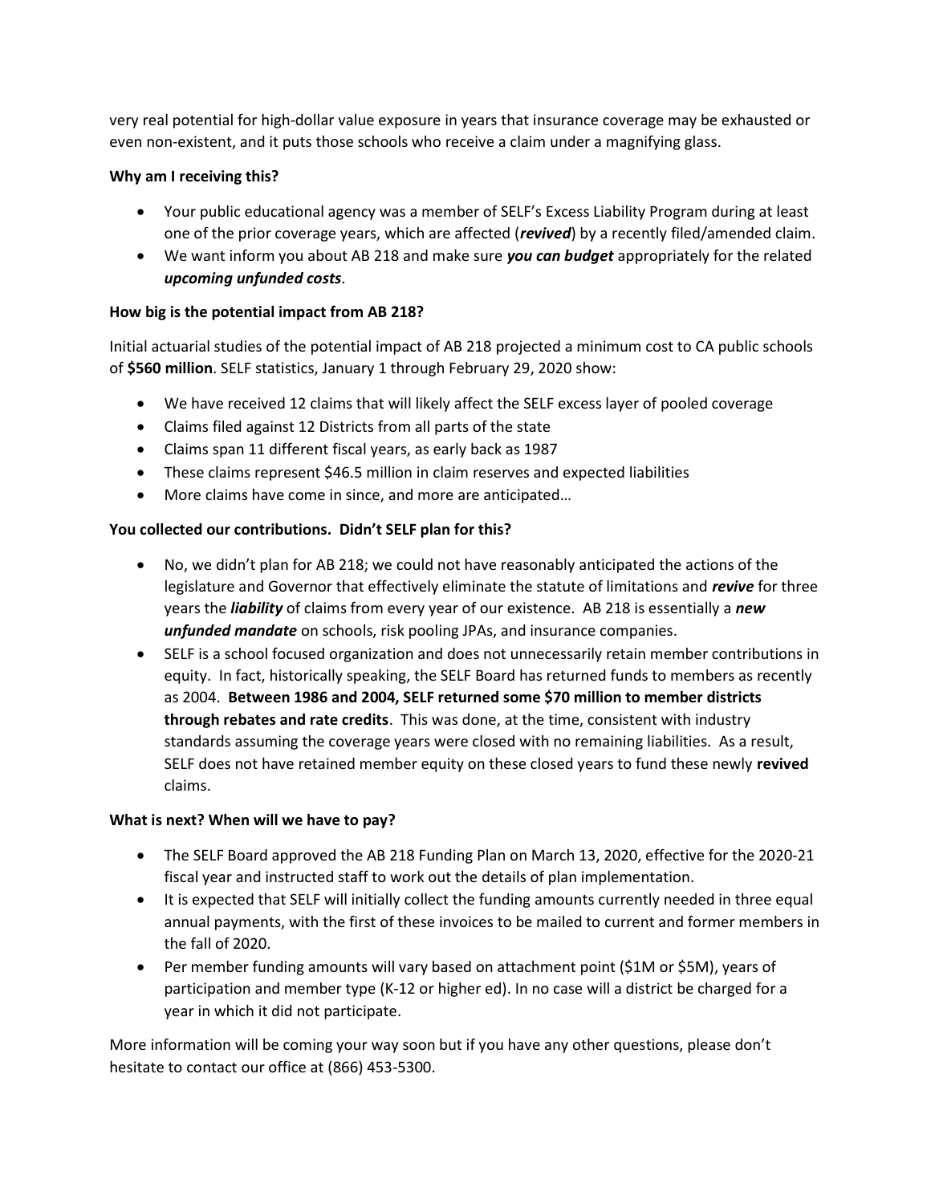very real potential for high-dollar value exposure in years that insurance coverage may be exhausted or even non-existent, and it puts those schools who receive a claim under a magnifying glass.

**Why am I receiving this?**

- Your public educational agency was a member of SELF's Excess Liability Program during at least one of the prior coverage years, which are affected (***revived***) by a recently filed/amended claim.
- We want inform you about AB 218 and make sure ***you can budget*** appropriately for the related ***upcoming unfunded costs***.

**How big is the potential impact from AB 218?**

Initial actuarial studies of the potential impact of AB 218 projected a minimum cost to CA public schools of **$560 million**. SELF statistics, January 1 through February 29, 2020 show:

- We have received 12 claims that will likely affect the SELF excess layer of pooled coverage
- Claims filed against 12 Districts from all parts of the state
- Claims span 11 different fiscal years, as early back as 1987
- These claims represent $46.5 million in claim reserves and expected liabilities
- More claims have come in since, and more are anticipated…

**You collected our contributions. Didn't SELF plan for this?**

- No, we didn't plan for AB 218; we could not have reasonably anticipated the actions of the legislature and Governor that effectively eliminate the statute of limitations and ***revive*** for three years the ***liability*** of claims from every year of our existence. AB 218 is essentially a ***new unfunded mandate*** on schools, risk pooling JPAs, and insurance companies.
- SELF is a school focused organization and does not unnecessarily retain member contributions in equity. In fact, historically speaking, the SELF Board has returned funds to members as recently as 2004. **Between 1986 and 2004, SELF returned some $70 million to member districts through rebates and rate credits**. This was done, at the time, consistent with industry standards assuming the coverage years were closed with no remaining liabilities. As a result, SELF does not have retained member equity on these closed years to fund these newly **revived** claims.

**What is next? When will we have to pay?**

- The SELF Board approved the AB 218 Funding Plan on March 13, 2020, effective for the 2020-21 fiscal year and instructed staff to work out the details of plan implementation.
- It is expected that SELF will initially collect the funding amounts currently needed in three equal annual payments, with the first of these invoices to be mailed to current and former members in the fall of 2020.
- Per member funding amounts will vary based on attachment point ($1M or $5M), years of participation and member type (K-12 or higher ed). In no case will a district be charged for a year in which it did not participate.

More information will be coming your way soon but if you have any other questions, please don't hesitate to contact our office at (866) 453-5300.